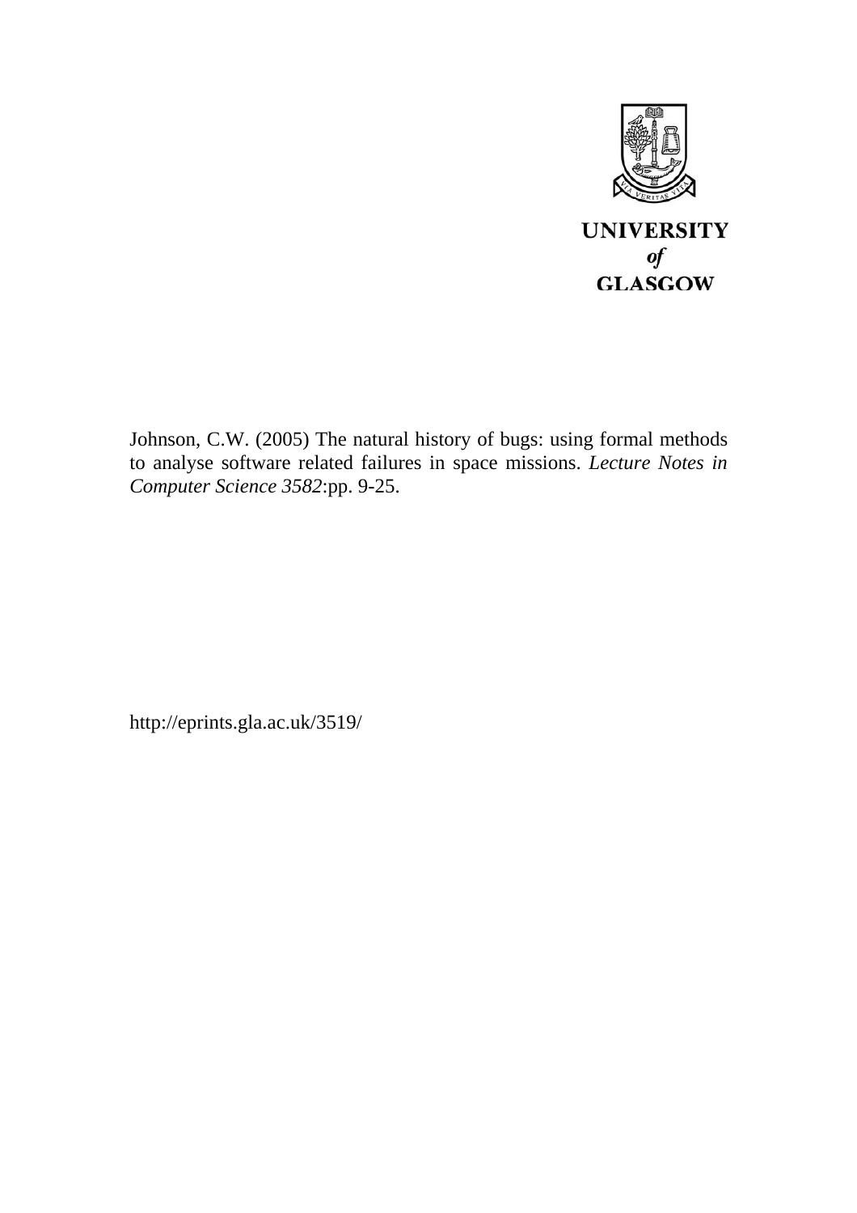UNIVERSITY
*of*
GLASGOW

Johnson, C.W. (2005) The natural history of bugs: using formal methods to analyse software related failures in space missions. *Lecture Notes in Computer Science 3582*:pp. 9-25.

http://eprints.gla.ac.uk/3519/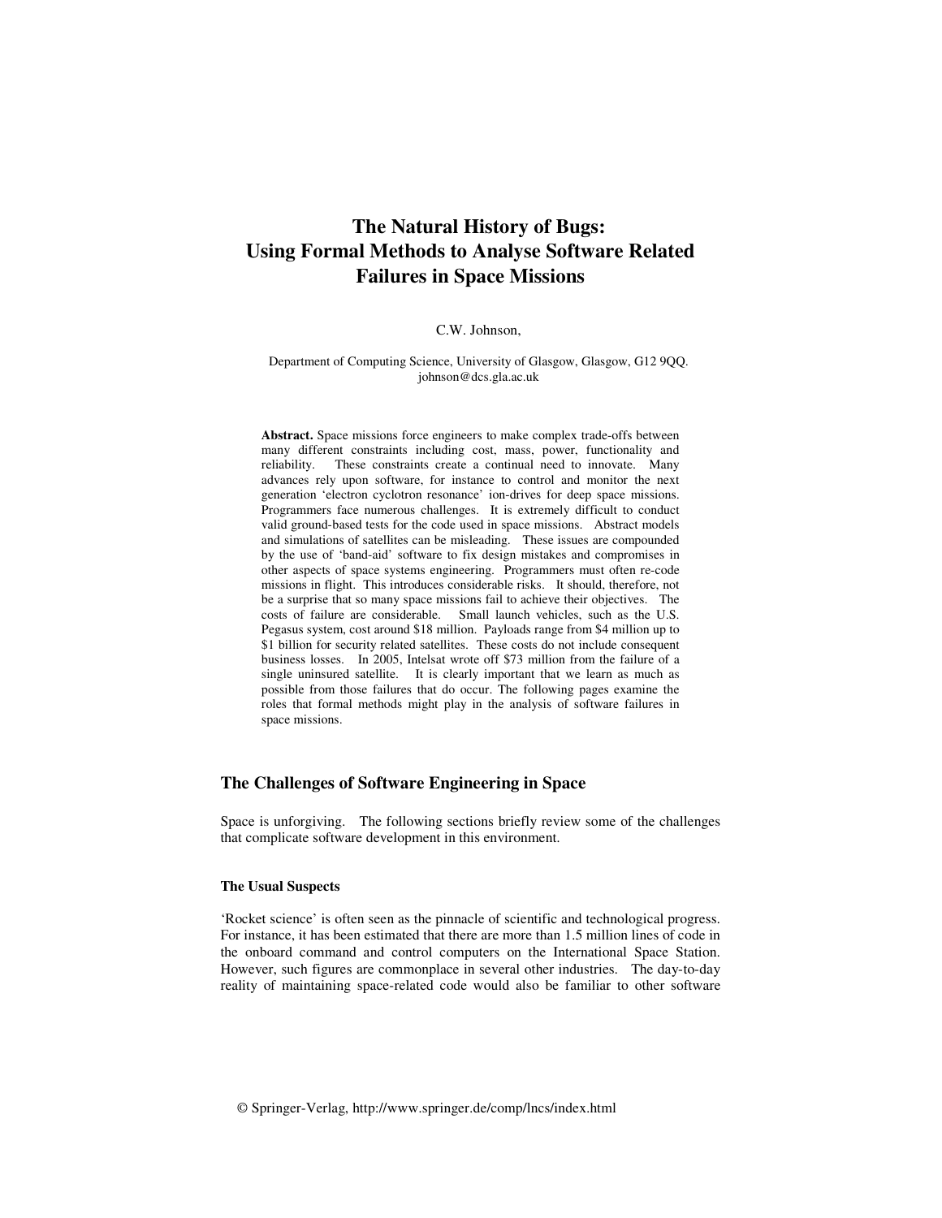# The Natural History of Bugs: Using Formal Methods to Analyse Software Related Failures in Space Missions

C.W. Johnson,

Department of Computing Science, University of Glasgow, Glasgow, G12 9QQ.
johnson@dcs.gla.ac.uk

**Abstract.** Space missions force engineers to make complex trade-offs between many different constraints including cost, mass, power, functionality and reliability. These constraints create a continual need to innovate. Many advances rely upon software, for instance to control and monitor the next generation 'electron cyclotron resonance' ion-drives for deep space missions. Programmers face numerous challenges. It is extremely difficult to conduct valid ground-based tests for the code used in space missions. Abstract models and simulations of satellites can be misleading. These issues are compounded by the use of 'band-aid' software to fix design mistakes and compromises in other aspects of space systems engineering. Programmers must often re-code missions in flight. This introduces considerable risks. It should, therefore, not be a surprise that so many space missions fail to achieve their objectives. The costs of failure are considerable. Small launch vehicles, such as the U.S. Pegasus system, cost around $18 million. Payloads range from $4 million up to $1 billion for security related satellites. These costs do not include consequent business losses. In 2005, Intelsat wrote off $73 million from the failure of a single uninsured satellite. It is clearly important that we learn as much as possible from those failures that do occur. The following pages examine the roles that formal methods might play in the analysis of software failures in space missions.

## The Challenges of Software Engineering in Space

Space is unforgiving. The following sections briefly review some of the challenges that complicate software development in this environment.

### The Usual Suspects

'Rocket science' is often seen as the pinnacle of scientific and technological progress. For instance, it has been estimated that there are more than 1.5 million lines of code in the onboard command and control computers on the International Space Station. However, such figures are commonplace in several other industries. The day-to-day reality of maintaining space-related code would also be familiar to other software

© Springer-Verlag, http://www.springer.de/comp/lncs/index.html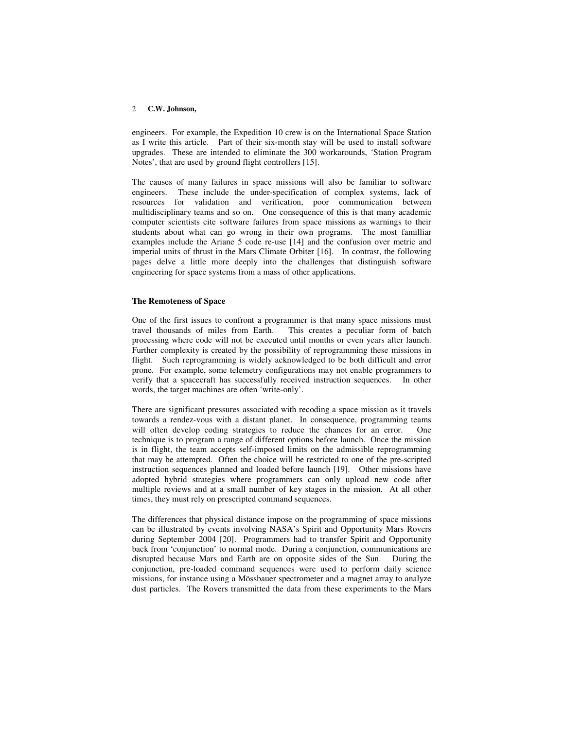engineers. For example, the Expedition 10 crew is on the International Space Station as I write this article. Part of their six-month stay will be used to install software upgrades. These are intended to eliminate the 300 workarounds, 'Station Program Notes', that are used by ground flight controllers [15].

The causes of many failures in space missions will also be familiar to software engineers. These include the under-specification of complex systems, lack of resources for validation and verification, poor communication between multidisciplinary teams and so on. One consequence of this is that many academic computer scientists cite software failures from space missions as warnings to their students about what can go wrong in their own programs. The most familliar examples include the Ariane 5 code re-use [14] and the confusion over metric and imperial units of thrust in the Mars Climate Orbiter [16]. In contrast, the following pages delve a little more deeply into the challenges that distinguish software engineering for space systems from a mass of other applications.

## The Remoteness of Space

One of the first issues to confront a programmer is that many space missions must travel thousands of miles from Earth. This creates a peculiar form of batch processing where code will not be executed until months or even years after launch. Further complexity is created by the possibility of reprogramming these missions in flight. Such reprogramming is widely acknowledged to be both difficult and error prone. For example, some telemetry configurations may not enable programmers to verify that a spacecraft has successfully received instruction sequences. In other words, the target machines are often 'write-only'.

There are significant pressures associated with recoding a space mission as it travels towards a rendez-vous with a distant planet. In consequence, programming teams will often develop coding strategies to reduce the chances for an error. One technique is to program a range of different options before launch. Once the mission is in flight, the team accepts self-imposed limits on the admissible reprogramming that may be attempted. Often the choice will be restricted to one of the pre-scripted instruction sequences planned and loaded before launch [19]. Other missions have adopted hybrid strategies where programmers can only upload new code after multiple reviews and at a small number of key stages in the mission. At all other times, they must rely on prescripted command sequences.

The differences that physical distance impose on the programming of space missions can be illustrated by events involving NASA's Spirit and Opportunity Mars Rovers during September 2004 [20]. Programmers had to transfer Spirit and Opportunity back from 'conjunction' to normal mode. During a conjunction, communications are disrupted because Mars and Earth are on opposite sides of the Sun. During the conjunction, pre-loaded command sequences were used to perform daily science missions, for instance using a Mössbauer spectrometer and a magnet array to analyze dust particles. The Rovers transmitted the data from these experiments to the Mars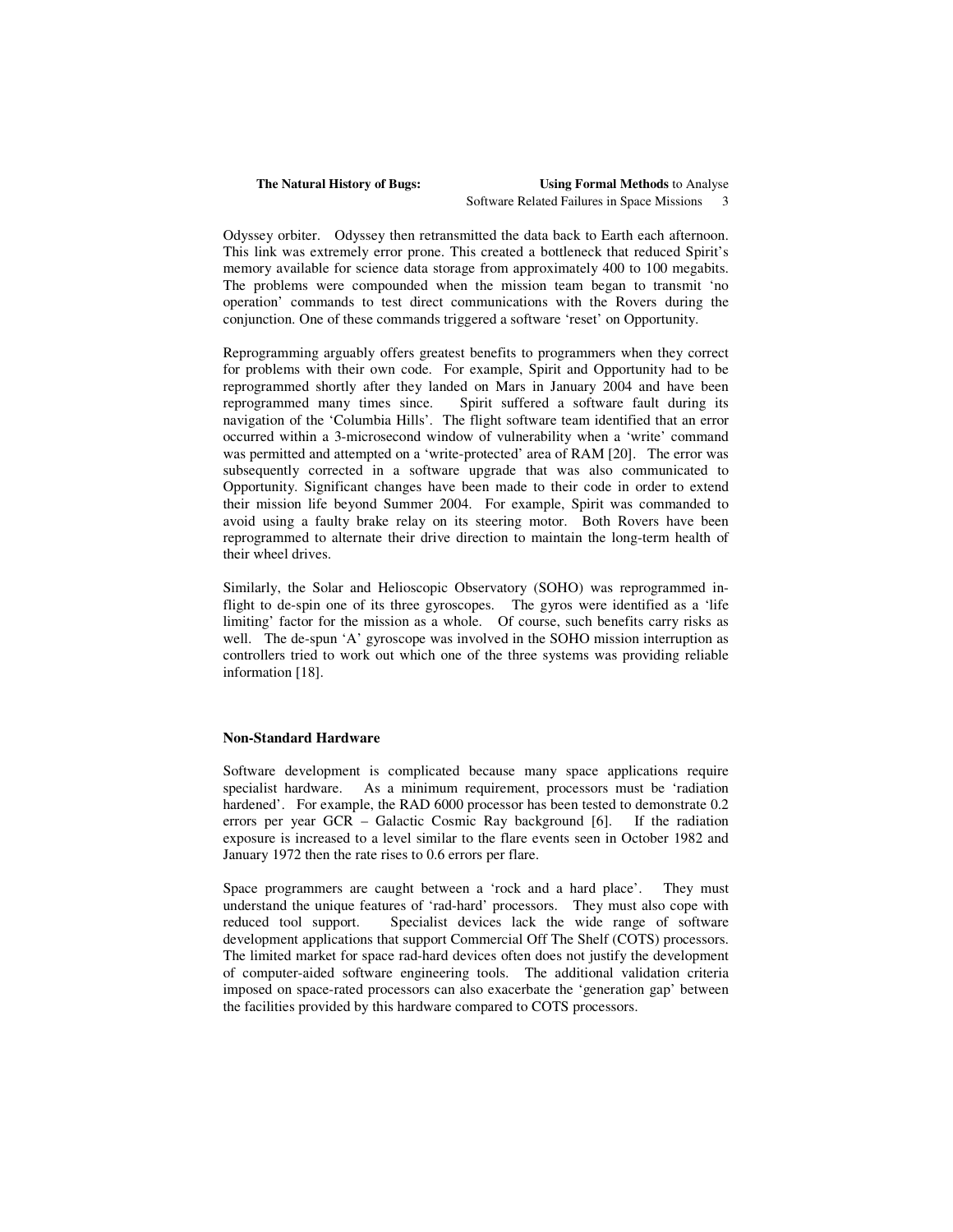Odyssey orbiter. Odyssey then retransmitted the data back to Earth each afternoon. This link was extremely error prone. This created a bottleneck that reduced Spirit's memory available for science data storage from approximately 400 to 100 megabits. The problems were compounded when the mission team began to transmit 'no operation' commands to test direct communications with the Rovers during the conjunction. One of these commands triggered a software 'reset' on Opportunity.

Reprogramming arguably offers greatest benefits to programmers when they correct for problems with their own code. For example, Spirit and Opportunity had to be reprogrammed shortly after they landed on Mars in January 2004 and have been reprogrammed many times since. Spirit suffered a software fault during its navigation of the 'Columbia Hills'. The flight software team identified that an error occurred within a 3-microsecond window of vulnerability when a 'write' command was permitted and attempted on a 'write-protected' area of RAM [20]. The error was subsequently corrected in a software upgrade that was also communicated to Opportunity. Significant changes have been made to their code in order to extend their mission life beyond Summer 2004. For example, Spirit was commanded to avoid using a faulty brake relay on its steering motor. Both Rovers have been reprogrammed to alternate their drive direction to maintain the long-term health of their wheel drives.

Similarly, the Solar and Helioscopic Observatory (SOHO) was reprogrammed in-flight to de-spin one of its three gyroscopes. The gyros were identified as a 'life limiting' factor for the mission as a whole. Of course, such benefits carry risks as well. The de-spun 'A' gyroscope was involved in the SOHO mission interruption as controllers tried to work out which one of the three systems was providing reliable information [18].

## Non-Standard Hardware

Software development is complicated because many space applications require specialist hardware. As a minimum requirement, processors must be 'radiation hardened'. For example, the RAD 6000 processor has been tested to demonstrate 0.2 errors per year GCR – Galactic Cosmic Ray background [6]. If the radiation exposure is increased to a level similar to the flare events seen in October 1982 and January 1972 then the rate rises to 0.6 errors per flare.

Space programmers are caught between a 'rock and a hard place'. They must understand the unique features of 'rad-hard' processors. They must also cope with reduced tool support. Specialist devices lack the wide range of software development applications that support Commercial Off The Shelf (COTS) processors. The limited market for space rad-hard devices often does not justify the development of computer-aided software engineering tools. The additional validation criteria imposed on space-rated processors can also exacerbate the 'generation gap' between the facilities provided by this hardware compared to COTS processors.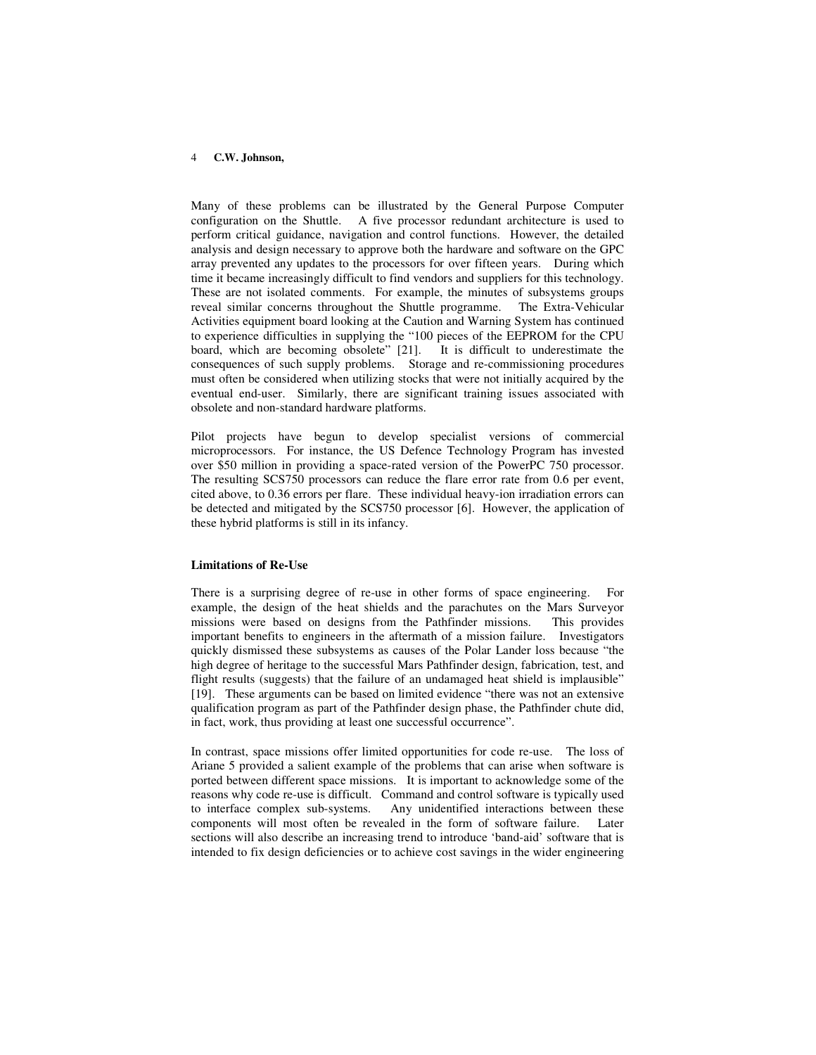Many of these problems can be illustrated by the General Purpose Computer configuration on the Shuttle. A five processor redundant architecture is used to perform critical guidance, navigation and control functions. However, the detailed analysis and design necessary to approve both the hardware and software on the GPC array prevented any updates to the processors for over fifteen years. During which time it became increasingly difficult to find vendors and suppliers for this technology. These are not isolated comments. For example, the minutes of subsystems groups reveal similar concerns throughout the Shuttle programme. The Extra-Vehicular Activities equipment board looking at the Caution and Warning System has continued to experience difficulties in supplying the "100 pieces of the EEPROM for the CPU board, which are becoming obsolete" [21]. It is difficult to underestimate the consequences of such supply problems. Storage and re-commissioning procedures must often be considered when utilizing stocks that were not initially acquired by the eventual end-user. Similarly, there are significant training issues associated with obsolete and non-standard hardware platforms.

Pilot projects have begun to develop specialist versions of commercial microprocessors. For instance, the US Defence Technology Program has invested over $50 million in providing a space-rated version of the PowerPC 750 processor. The resulting SCS750 processors can reduce the flare error rate from 0.6 per event, cited above, to 0.36 errors per flare. These individual heavy-ion irradiation errors can be detected and mitigated by the SCS750 processor [6]. However, the application of these hybrid platforms is still in its infancy.

**Limitations of Re-Use**

There is a surprising degree of re-use in other forms of space engineering. For example, the design of the heat shields and the parachutes on the Mars Surveyor missions were based on designs from the Pathfinder missions. This provides important benefits to engineers in the aftermath of a mission failure. Investigators quickly dismissed these subsystems as causes of the Polar Lander loss because "the high degree of heritage to the successful Mars Pathfinder design, fabrication, test, and flight results (suggests) that the failure of an undamaged heat shield is implausible" [19]. These arguments can be based on limited evidence "there was not an extensive qualification program as part of the Pathfinder design phase, the Pathfinder chute did, in fact, work, thus providing at least one successful occurrence".

In contrast, space missions offer limited opportunities for code re-use. The loss of Ariane 5 provided a salient example of the problems that can arise when software is ported between different space missions. It is important to acknowledge some of the reasons why code re-use is difficult. Command and control software is typically used to interface complex sub-systems. Any unidentified interactions between these components will most often be revealed in the form of software failure. Later sections will also describe an increasing trend to introduce 'band-aid' software that is intended to fix design deficiencies or to achieve cost savings in the wider engineering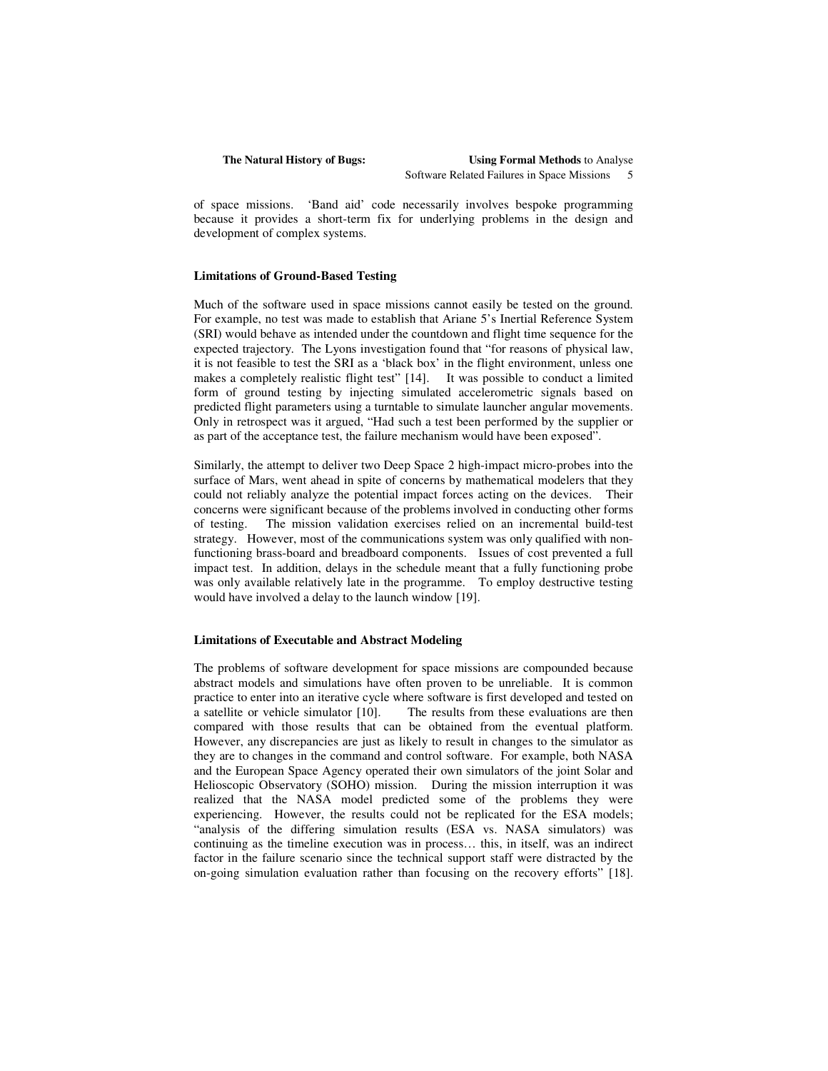of space missions. 'Band aid' code necessarily involves bespoke programming because it provides a short-term fix for underlying problems in the design and development of complex systems.

### Limitations of Ground-Based Testing

Much of the software used in space missions cannot easily be tested on the ground. For example, no test was made to establish that Ariane 5's Inertial Reference System (SRI) would behave as intended under the countdown and flight time sequence for the expected trajectory. The Lyons investigation found that "for reasons of physical law, it is not feasible to test the SRI as a 'black box' in the flight environment, unless one makes a completely realistic flight test" [14]. It was possible to conduct a limited form of ground testing by injecting simulated accelerometric signals based on predicted flight parameters using a turntable to simulate launcher angular movements. Only in retrospect was it argued, "Had such a test been performed by the supplier or as part of the acceptance test, the failure mechanism would have been exposed".

Similarly, the attempt to deliver two Deep Space 2 high-impact micro-probes into the surface of Mars, went ahead in spite of concerns by mathematical modelers that they could not reliably analyze the potential impact forces acting on the devices. Their concerns were significant because of the problems involved in conducting other forms of testing. The mission validation exercises relied on an incremental build-test strategy. However, most of the communications system was only qualified with non-functioning brass-board and breadboard components. Issues of cost prevented a full impact test. In addition, delays in the schedule meant that a fully functioning probe was only available relatively late in the programme. To employ destructive testing would have involved a delay to the launch window [19].

### Limitations of Executable and Abstract Modeling

The problems of software development for space missions are compounded because abstract models and simulations have often proven to be unreliable. It is common practice to enter into an iterative cycle where software is first developed and tested on a satellite or vehicle simulator [10]. The results from these evaluations are then compared with those results that can be obtained from the eventual platform. However, any discrepancies are just as likely to result in changes to the simulator as they are to changes in the command and control software. For example, both NASA and the European Space Agency operated their own simulators of the joint Solar and Helioscopic Observatory (SOHO) mission. During the mission interruption it was realized that the NASA model predicted some of the problems they were experiencing. However, the results could not be replicated for the ESA models; "analysis of the differing simulation results (ESA vs. NASA simulators) was continuing as the timeline execution was in process… this, in itself, was an indirect factor in the failure scenario since the technical support staff were distracted by the on-going simulation evaluation rather than focusing on the recovery efforts" [18].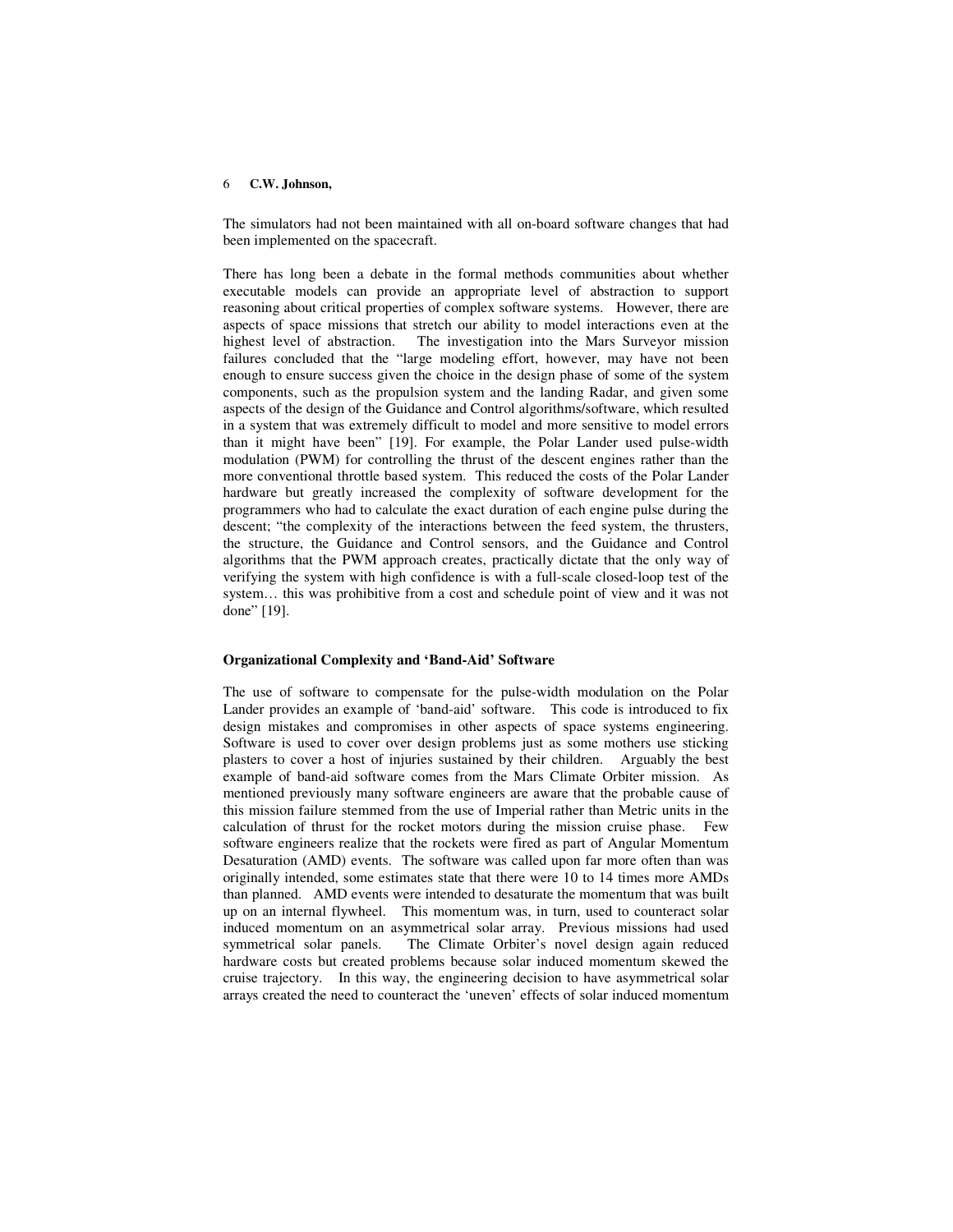The simulators had not been maintained with all on-board software changes that had been implemented on the spacecraft.

There has long been a debate in the formal methods communities about whether executable models can provide an appropriate level of abstraction to support reasoning about critical properties of complex software systems. However, there are aspects of space missions that stretch our ability to model interactions even at the highest level of abstraction. The investigation into the Mars Surveyor mission failures concluded that the "large modeling effort, however, may have not been enough to ensure success given the choice in the design phase of some of the system components, such as the propulsion system and the landing Radar, and given some aspects of the design of the Guidance and Control algorithms/software, which resulted in a system that was extremely difficult to model and more sensitive to model errors than it might have been" [19]. For example, the Polar Lander used pulse-width modulation (PWM) for controlling the thrust of the descent engines rather than the more conventional throttle based system. This reduced the costs of the Polar Lander hardware but greatly increased the complexity of software development for the programmers who had to calculate the exact duration of each engine pulse during the descent; "the complexity of the interactions between the feed system, the thrusters, the structure, the Guidance and Control sensors, and the Guidance and Control algorithms that the PWM approach creates, practically dictate that the only way of verifying the system with high confidence is with a full-scale closed-loop test of the system… this was prohibitive from a cost and schedule point of view and it was not done" [19].

### Organizational Complexity and 'Band-Aid' Software

The use of software to compensate for the pulse-width modulation on the Polar Lander provides an example of 'band-aid' software. This code is introduced to fix design mistakes and compromises in other aspects of space systems engineering. Software is used to cover over design problems just as some mothers use sticking plasters to cover a host of injuries sustained by their children. Arguably the best example of band-aid software comes from the Mars Climate Orbiter mission. As mentioned previously many software engineers are aware that the probable cause of this mission failure stemmed from the use of Imperial rather than Metric units in the calculation of thrust for the rocket motors during the mission cruise phase. Few software engineers realize that the rockets were fired as part of Angular Momentum Desaturation (AMD) events. The software was called upon far more often than was originally intended, some estimates state that there were 10 to 14 times more AMDs than planned. AMD events were intended to desaturate the momentum that was built up on an internal flywheel. This momentum was, in turn, used to counteract solar induced momentum on an asymmetrical solar array. Previous missions had used symmetrical solar panels. The Climate Orbiter's novel design again reduced hardware costs but created problems because solar induced momentum skewed the cruise trajectory. In this way, the engineering decision to have asymmetrical solar arrays created the need to counteract the 'uneven' effects of solar induced momentum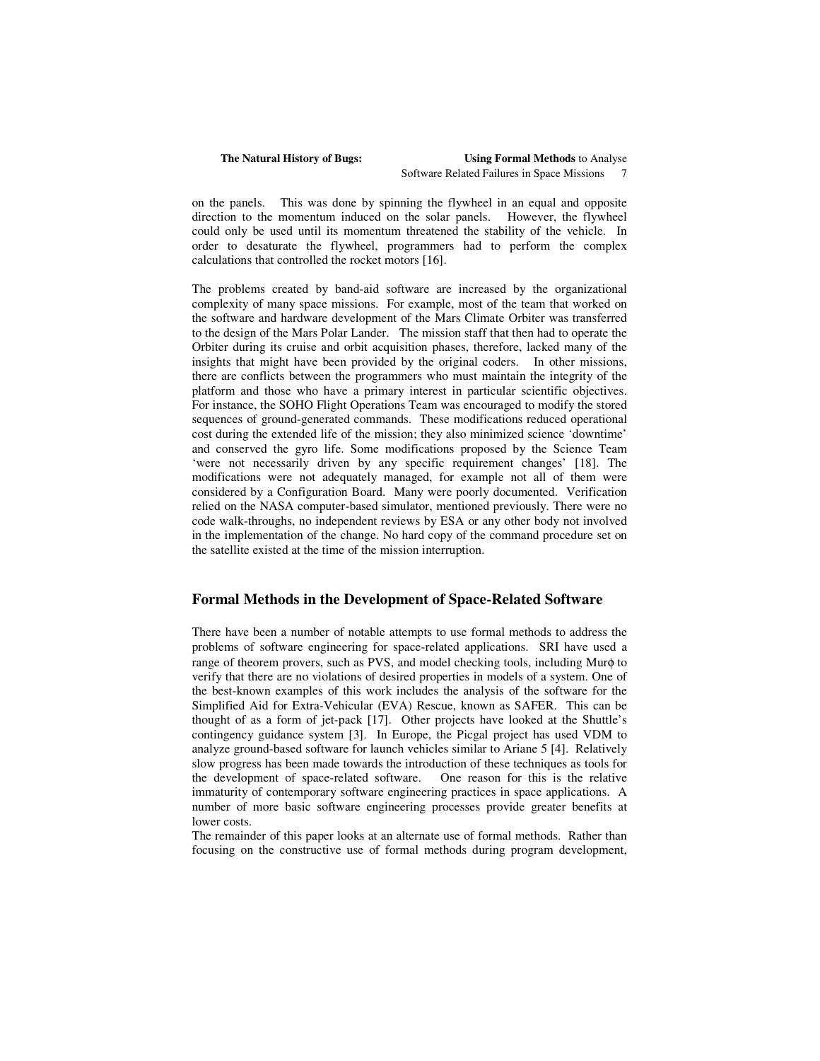on the panels. This was done by spinning the flywheel in an equal and opposite direction to the momentum induced on the solar panels. However, the flywheel could only be used until its momentum threatened the stability of the vehicle. In order to desaturate the flywheel, programmers had to perform the complex calculations that controlled the rocket motors [16].

The problems created by band-aid software are increased by the organizational complexity of many space missions. For example, most of the team that worked on the software and hardware development of the Mars Climate Orbiter was transferred to the design of the Mars Polar Lander. The mission staff that then had to operate the Orbiter during its cruise and orbit acquisition phases, therefore, lacked many of the insights that might have been provided by the original coders. In other missions, there are conflicts between the programmers who must maintain the integrity of the platform and those who have a primary interest in particular scientific objectives. For instance, the SOHO Flight Operations Team was encouraged to modify the stored sequences of ground-generated commands. These modifications reduced operational cost during the extended life of the mission; they also minimized science 'downtime' and conserved the gyro life. Some modifications proposed by the Science Team 'were not necessarily driven by any specific requirement changes' [18]. The modifications were not adequately managed, for example not all of them were considered by a Configuration Board. Many were poorly documented. Verification relied on the NASA computer-based simulator, mentioned previously. There were no code walk-throughs, no independent reviews by ESA or any other body not involved in the implementation of the change. No hard copy of the command procedure set on the satellite existed at the time of the mission interruption.

## Formal Methods in the Development of Space-Related Software

There have been a number of notable attempts to use formal methods to address the problems of software engineering for space-related applications. SRI have used a range of theorem provers, such as PVS, and model checking tools, including Murϕ to verify that there are no violations of desired properties in models of a system. One of the best-known examples of this work includes the analysis of the software for the Simplified Aid for Extra-Vehicular (EVA) Rescue, known as SAFER. This can be thought of as a form of jet-pack [17]. Other projects have looked at the Shuttle's contingency guidance system [3]. In Europe, the Picgal project has used VDM to analyze ground-based software for launch vehicles similar to Ariane 5 [4]. Relatively slow progress has been made towards the introduction of these techniques as tools for the development of space-related software. One reason for this is the relative immaturity of contemporary software engineering practices in space applications. A number of more basic software engineering processes provide greater benefits at lower costs.

The remainder of this paper looks at an alternate use of formal methods. Rather than focusing on the constructive use of formal methods during program development,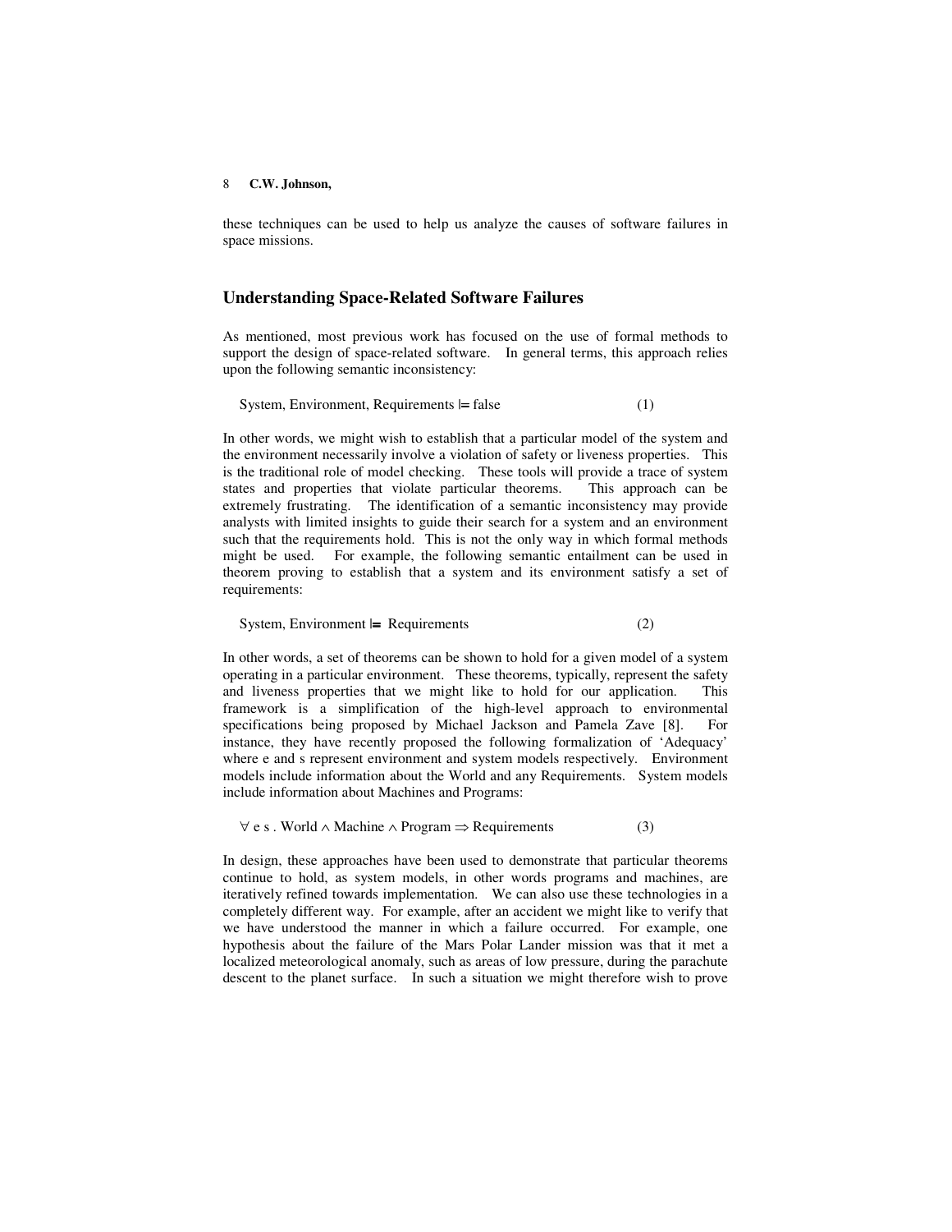these techniques can be used to help us analyze the causes of software failures in space missions.

## Understanding Space-Related Software Failures

As mentioned, most previous work has focused on the use of formal methods to support the design of space-related software. In general terms, this approach relies upon the following semantic inconsistency:

$$\text{System, Environment, Requirements} \models \text{false} \qquad (1)$$

In other words, we might wish to establish that a particular model of the system and the environment necessarily involve a violation of safety or liveness properties. This is the traditional role of model checking. These tools will provide a trace of system states and properties that violate particular theorems. This approach can be extremely frustrating. The identification of a semantic inconsistency may provide analysts with limited insights to guide their search for a system and an environment such that the requirements hold. This is not the only way in which formal methods might be used. For example, the following semantic entailment can be used in theorem proving to establish that a system and its environment satisfy a set of requirements:

$$\text{System, Environment} \models \text{Requirements} \qquad (2)$$

In other words, a set of theorems can be shown to hold for a given model of a system operating in a particular environment. These theorems, typically, represent the safety and liveness properties that we might like to hold for our application. This framework is a simplification of the high-level approach to environmental specifications being proposed by Michael Jackson and Pamela Zave [8]. For instance, they have recently proposed the following formalization of 'Adequacy' where e and s represent environment and system models respectively. Environment models include information about the World and any Requirements. System models include information about Machines and Programs:

$$\forall\, e\, s\, .\ \text{World} \wedge \text{Machine} \wedge \text{Program} \Rightarrow \text{Requirements} \qquad (3)$$

In design, these approaches have been used to demonstrate that particular theorems continue to hold, as system models, in other words programs and machines, are iteratively refined towards implementation. We can also use these technologies in a completely different way. For example, after an accident we might like to verify that we have understood the manner in which a failure occurred. For example, one hypothesis about the failure of the Mars Polar Lander mission was that it met a localized meteorological anomaly, such as areas of low pressure, during the parachute descent to the planet surface. In such a situation we might therefore wish to prove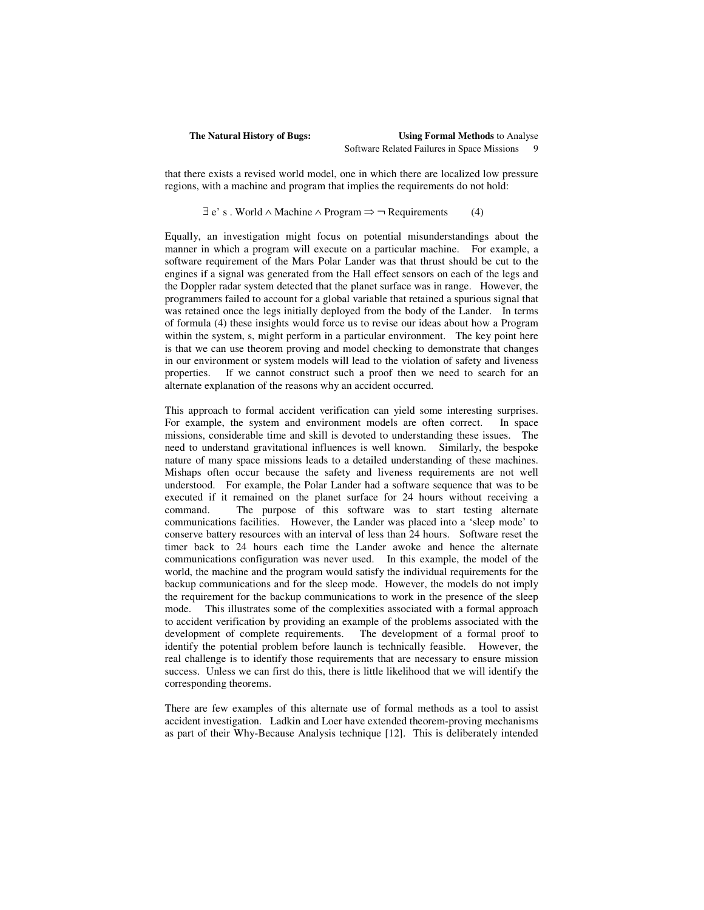that there exists a revised world model, one in which there are localized low pressure regions, with a machine and program that implies the requirements do not hold:

$$\exists \; e' \; s \; . \; \text{World} \wedge \text{Machine} \wedge \text{Program} \Rightarrow \neg \; \text{Requirements} \qquad (4)$$

Equally, an investigation might focus on potential misunderstandings about the manner in which a program will execute on a particular machine. For example, a software requirement of the Mars Polar Lander was that thrust should be cut to the engines if a signal was generated from the Hall effect sensors on each of the legs and the Doppler radar system detected that the planet surface was in range. However, the programmers failed to account for a global variable that retained a spurious signal that was retained once the legs initially deployed from the body of the Lander. In terms of formula (4) these insights would force us to revise our ideas about how a Program within the system, s, might perform in a particular environment. The key point here is that we can use theorem proving and model checking to demonstrate that changes in our environment or system models will lead to the violation of safety and liveness properties. If we cannot construct such a proof then we need to search for an alternate explanation of the reasons why an accident occurred.

This approach to formal accident verification can yield some interesting surprises. For example, the system and environment models are often correct. In space missions, considerable time and skill is devoted to understanding these issues. The need to understand gravitational influences is well known. Similarly, the bespoke nature of many space missions leads to a detailed understanding of these machines. Mishaps often occur because the safety and liveness requirements are not well understood. For example, the Polar Lander had a software sequence that was to be executed if it remained on the planet surface for 24 hours without receiving a command. The purpose of this software was to start testing alternate communications facilities. However, the Lander was placed into a 'sleep mode' to conserve battery resources with an interval of less than 24 hours. Software reset the timer back to 24 hours each time the Lander awoke and hence the alternate communications configuration was never used. In this example, the model of the world, the machine and the program would satisfy the individual requirements for the backup communications and for the sleep mode. However, the models do not imply the requirement for the backup communications to work in the presence of the sleep mode. This illustrates some of the complexities associated with a formal approach to accident verification by providing an example of the problems associated with the development of complete requirements. The development of a formal proof to identify the potential problem before launch is technically feasible. However, the real challenge is to identify those requirements that are necessary to ensure mission success. Unless we can first do this, there is little likelihood that we will identify the corresponding theorems.

There are few examples of this alternate use of formal methods as a tool to assist accident investigation. Ladkin and Loer have extended theorem-proving mechanisms as part of their Why-Because Analysis technique [12]. This is deliberately intended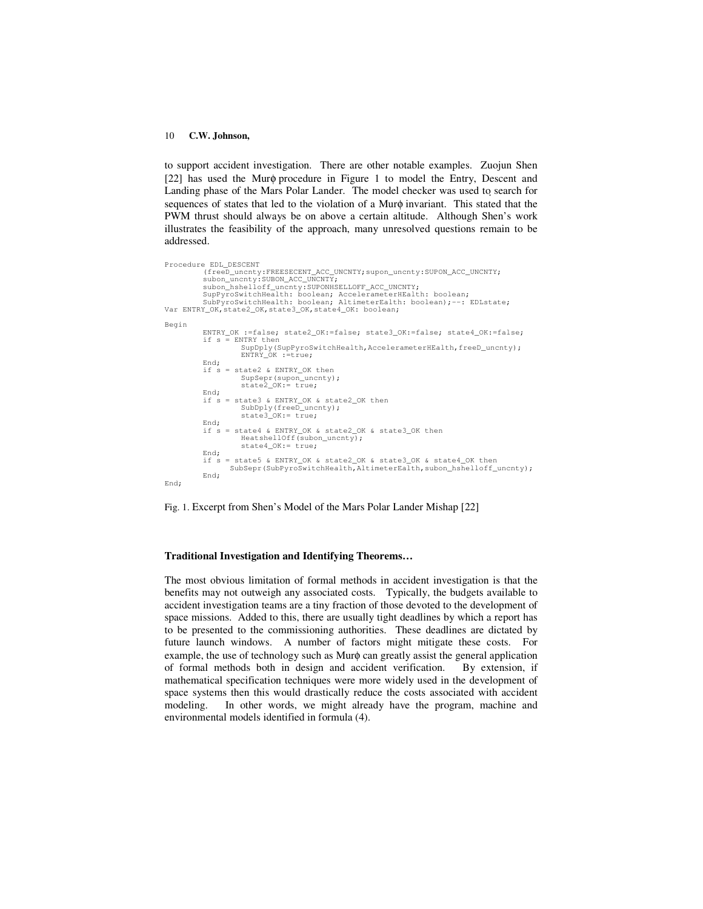to support accident investigation. There are other notable examples. Zuojun Shen [22] has used the Murφ procedure in Figure 1 to model the Entry, Descent and Landing phase of the Mars Polar Lander. The model checker was used to search for sequences of states that led to the violation of a Murφ invariant. This stated that the PWM thrust should always be on above a certain altitude. Although Shen's work illustrates the feasibility of the approach, many unresolved questions remain to be addressed.

```
Procedure EDL_DESCENT
        (freeD_uncnty:FREESECENT_ACC_UNCNTY;supon_uncnty:SUPON_ACC_UNCNTY;
        subon_uncnty:SUBON_ACC_UNCNTY;
        subon_hshelloff_uncnty:SUPONHSELLOFF_ACC_UNCNTY;
        SupPyroSwitchHealth: boolean; AccelerameterHEalth: boolean;
        SubPyroSwitchHealth: boolean; AltimeterEalth: boolean);--: EDLstate;
Var ENTRY_OK,state2_OK,state3_OK,state4_OK: boolean;

Begin
        ENTRY_OK :=false; state2_OK:=false; state3_OK:=false; state4_OK:=false;
        if s = ENTRY then
                SupDply(SupPyroSwitchHealth,AccelerameterHEalth,freeD_uncnty);
                ENTRY_OK :=true;
        End;
        if s = state2 & ENTRY_OK then
                SupSepr(supon_uncnty);
                state2_OK:= true;
        End;
        if s = state3 & ENTRY_OK & state2_OK then
                SubDply(freeD_uncnty);
                state3_OK:= true;
        End;
        if s = state4 & ENTRY_OK & state2_OK & state3_OK then
                HeatshellOff(subon_uncnty);
                state4_OK:= true;
        End;
        if s = state5 & ENTRY_OK & state2_OK & state3_OK & state4_OK then
              SubSepr(SubPyroSwitchHealth,AltimeterEalth,subon_hshelloff_uncnty);
        End;
End;
```

Fig. 1. Excerpt from Shen's Model of the Mars Polar Lander Mishap [22]

### Traditional Investigation and Identifying Theorems…

The most obvious limitation of formal methods in accident investigation is that the benefits may not outweigh any associated costs. Typically, the budgets available to accident investigation teams are a tiny fraction of those devoted to the development of space missions. Added to this, there are usually tight deadlines by which a report has to be presented to the commissioning authorities. These deadlines are dictated by future launch windows. A number of factors might mitigate these costs. For example, the use of technology such as Murφ can greatly assist the general application of formal methods both in design and accident verification. By extension, if mathematical specification techniques were more widely used in the development of space systems then this would drastically reduce the costs associated with accident modeling. In other words, we might already have the program, machine and environmental models identified in formula (4).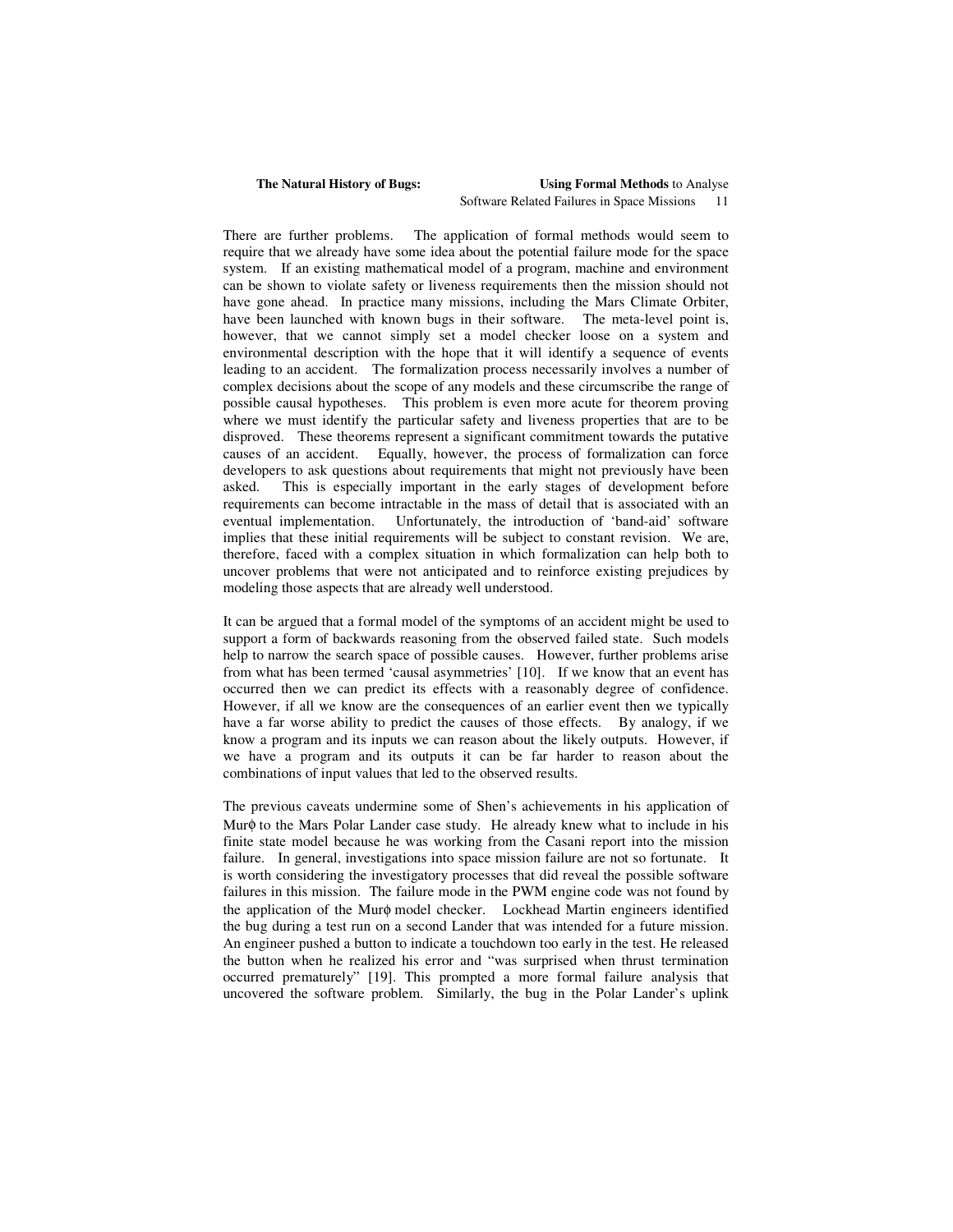There are further problems. The application of formal methods would seem to require that we already have some idea about the potential failure mode for the space system. If an existing mathematical model of a program, machine and environment can be shown to violate safety or liveness requirements then the mission should not have gone ahead. In practice many missions, including the Mars Climate Orbiter, have been launched with known bugs in their software. The meta-level point is, however, that we cannot simply set a model checker loose on a system and environmental description with the hope that it will identify a sequence of events leading to an accident. The formalization process necessarily involves a number of complex decisions about the scope of any models and these circumscribe the range of possible causal hypotheses. This problem is even more acute for theorem proving where we must identify the particular safety and liveness properties that are to be disproved. These theorems represent a significant commitment towards the putative causes of an accident. Equally, however, the process of formalization can force developers to ask questions about requirements that might not previously have been asked. This is especially important in the early stages of development before requirements can become intractable in the mass of detail that is associated with an eventual implementation. Unfortunately, the introduction of 'band-aid' software implies that these initial requirements will be subject to constant revision. We are, therefore, faced with a complex situation in which formalization can help both to uncover problems that were not anticipated and to reinforce existing prejudices by modeling those aspects that are already well understood.

It can be argued that a formal model of the symptoms of an accident might be used to support a form of backwards reasoning from the observed failed state. Such models help to narrow the search space of possible causes. However, further problems arise from what has been termed 'causal asymmetries' [10]. If we know that an event has occurred then we can predict its effects with a reasonably degree of confidence. However, if all we know are the consequences of an earlier event then we typically have a far worse ability to predict the causes of those effects. By analogy, if we know a program and its inputs we can reason about the likely outputs. However, if we have a program and its outputs it can be far harder to reason about the combinations of input values that led to the observed results.

The previous caveats undermine some of Shen's achievements in his application of Murϕ to the Mars Polar Lander case study. He already knew what to include in his finite state model because he was working from the Casani report into the mission failure. In general, investigations into space mission failure are not so fortunate. It is worth considering the investigatory processes that did reveal the possible software failures in this mission. The failure mode in the PWM engine code was not found by the application of the Murϕ model checker. Lockhead Martin engineers identified the bug during a test run on a second Lander that was intended for a future mission. An engineer pushed a button to indicate a touchdown too early in the test. He released the button when he realized his error and "was surprised when thrust termination occurred prematurely" [19]. This prompted a more formal failure analysis that uncovered the software problem. Similarly, the bug in the Polar Lander's uplink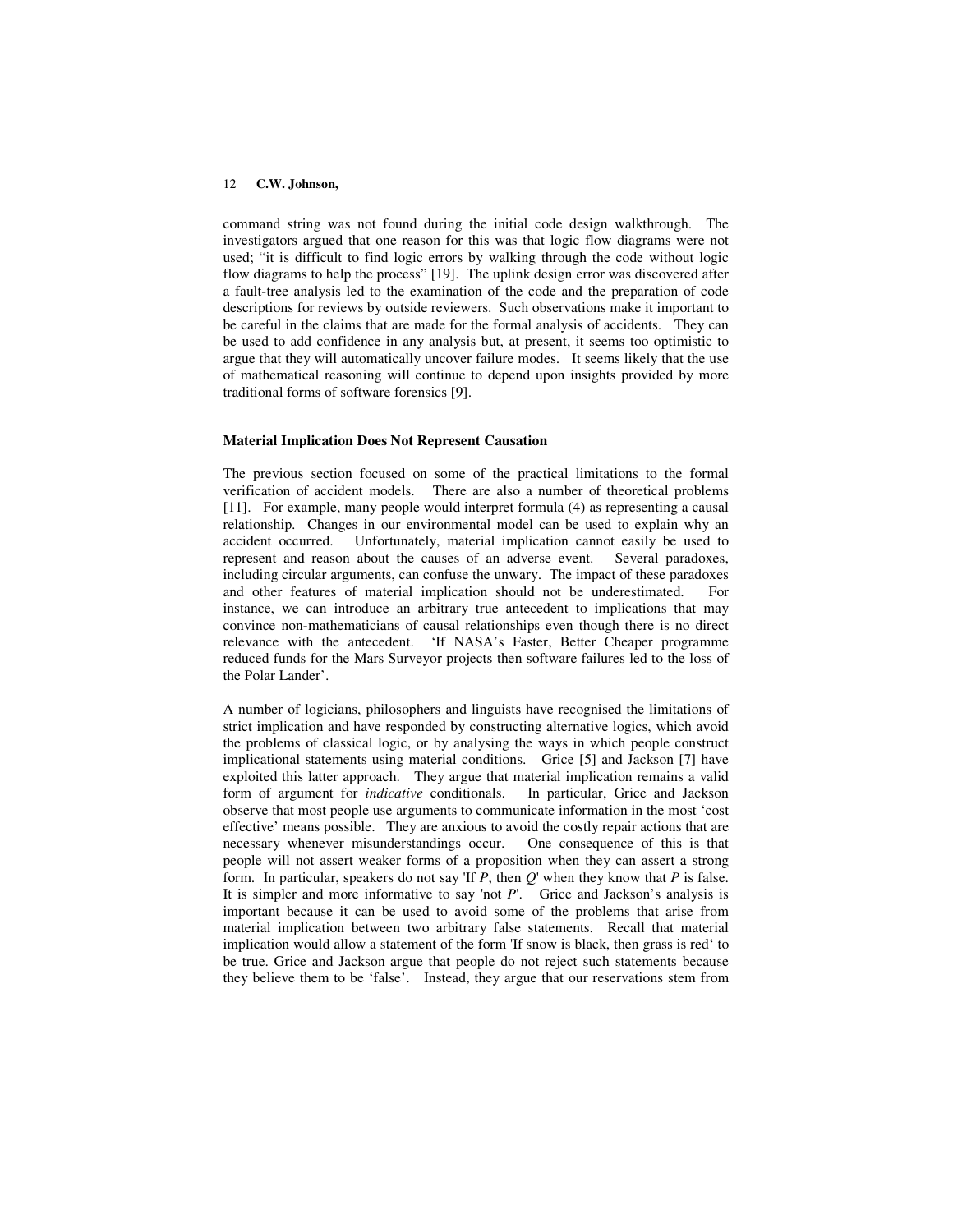command string was not found during the initial code design walkthrough. The investigators argued that one reason for this was that logic flow diagrams were not used; "it is difficult to find logic errors by walking through the code without logic flow diagrams to help the process" [19]. The uplink design error was discovered after a fault-tree analysis led to the examination of the code and the preparation of code descriptions for reviews by outside reviewers. Such observations make it important to be careful in the claims that are made for the formal analysis of accidents. They can be used to add confidence in any analysis but, at present, it seems too optimistic to argue that they will automatically uncover failure modes. It seems likely that the use of mathematical reasoning will continue to depend upon insights provided by more traditional forms of software forensics [9].

### Material Implication Does Not Represent Causation

The previous section focused on some of the practical limitations to the formal verification of accident models. There are also a number of theoretical problems [11]. For example, many people would interpret formula (4) as representing a causal relationship. Changes in our environmental model can be used to explain why an accident occurred. Unfortunately, material implication cannot easily be used to represent and reason about the causes of an adverse event. Several paradoxes, including circular arguments, can confuse the unwary. The impact of these paradoxes and other features of material implication should not be underestimated. For instance, we can introduce an arbitrary true antecedent to implications that may convince non-mathematicians of causal relationships even though there is no direct relevance with the antecedent. 'If NASA's Faster, Better Cheaper programme reduced funds for the Mars Surveyor projects then software failures led to the loss of the Polar Lander'.

A number of logicians, philosophers and linguists have recognised the limitations of strict implication and have responded by constructing alternative logics, which avoid the problems of classical logic, or by analysing the ways in which people construct implicational statements using material conditions. Grice [5] and Jackson [7] have exploited this latter approach. They argue that material implication remains a valid form of argument for *indicative* conditionals. In particular, Grice and Jackson observe that most people use arguments to communicate information in the most 'cost effective' means possible. They are anxious to avoid the costly repair actions that are necessary whenever misunderstandings occur. One consequence of this is that people will not assert weaker forms of a proposition when they can assert a strong form. In particular, speakers do not say 'If *P*, then *Q*' when they know that *P* is false. It is simpler and more informative to say 'not *P*'. Grice and Jackson's analysis is important because it can be used to avoid some of the problems that arise from material implication between two arbitrary false statements. Recall that material implication would allow a statement of the form 'If snow is black, then grass is red' to be true. Grice and Jackson argue that people do not reject such statements because they believe them to be 'false'. Instead, they argue that our reservations stem from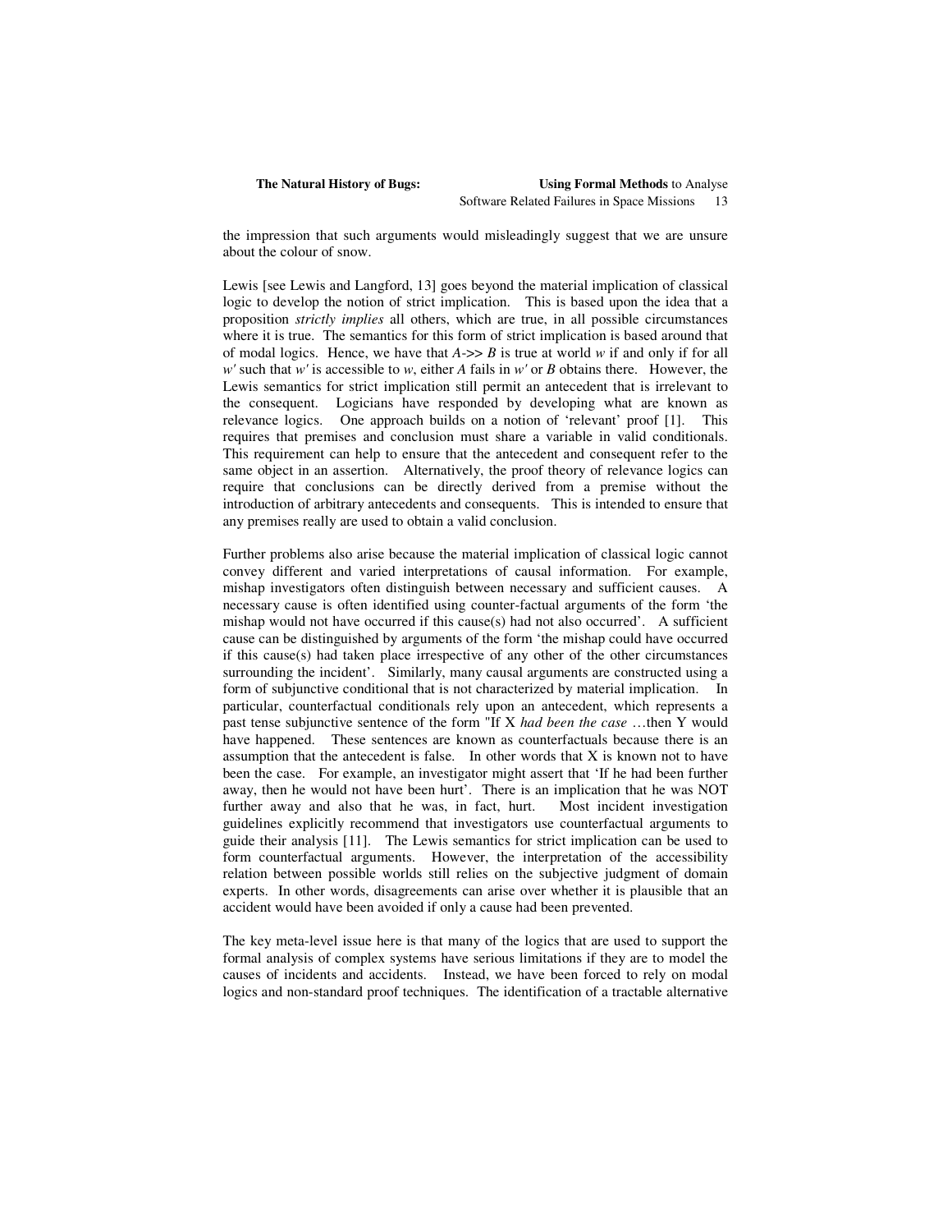the impression that such arguments would misleadingly suggest that we are unsure about the colour of snow.

Lewis [see Lewis and Langford, 13] goes beyond the material implication of classical logic to develop the notion of strict implication. This is based upon the idea that a proposition *strictly implies* all others, which are true, in all possible circumstances where it is true. The semantics for this form of strict implication is based around that of modal logics. Hence, we have that *A->> B* is true at world *w* if and only if for all *w'* such that *w'* is accessible to *w*, either *A* fails in *w'* or *B* obtains there. However, the Lewis semantics for strict implication still permit an antecedent that is irrelevant to the consequent. Logicians have responded by developing what are known as relevance logics. One approach builds on a notion of 'relevant' proof [1]. This requires that premises and conclusion must share a variable in valid conditionals. This requirement can help to ensure that the antecedent and consequent refer to the same object in an assertion. Alternatively, the proof theory of relevance logics can require that conclusions can be directly derived from a premise without the introduction of arbitrary antecedents and consequents. This is intended to ensure that any premises really are used to obtain a valid conclusion.

Further problems also arise because the material implication of classical logic cannot convey different and varied interpretations of causal information. For example, mishap investigators often distinguish between necessary and sufficient causes. A necessary cause is often identified using counter-factual arguments of the form 'the mishap would not have occurred if this cause(s) had not also occurred'. A sufficient cause can be distinguished by arguments of the form 'the mishap could have occurred if this cause(s) had taken place irrespective of any other of the other circumstances surrounding the incident'. Similarly, many causal arguments are constructed using a form of subjunctive conditional that is not characterized by material implication. In particular, counterfactual conditionals rely upon an antecedent, which represents a past tense subjunctive sentence of the form "If X *had been the case* …then Y would have happened. These sentences are known as counterfactuals because there is an assumption that the antecedent is false. In other words that X is known not to have been the case. For example, an investigator might assert that 'If he had been further away, then he would not have been hurt'. There is an implication that he was NOT further away and also that he was, in fact, hurt. Most incident investigation guidelines explicitly recommend that investigators use counterfactual arguments to guide their analysis [11]. The Lewis semantics for strict implication can be used to form counterfactual arguments. However, the interpretation of the accessibility relation between possible worlds still relies on the subjective judgment of domain experts. In other words, disagreements can arise over whether it is plausible that an accident would have been avoided if only a cause had been prevented.

The key meta-level issue here is that many of the logics that are used to support the formal analysis of complex systems have serious limitations if they are to model the causes of incidents and accidents. Instead, we have been forced to rely on modal logics and non-standard proof techniques. The identification of a tractable alternative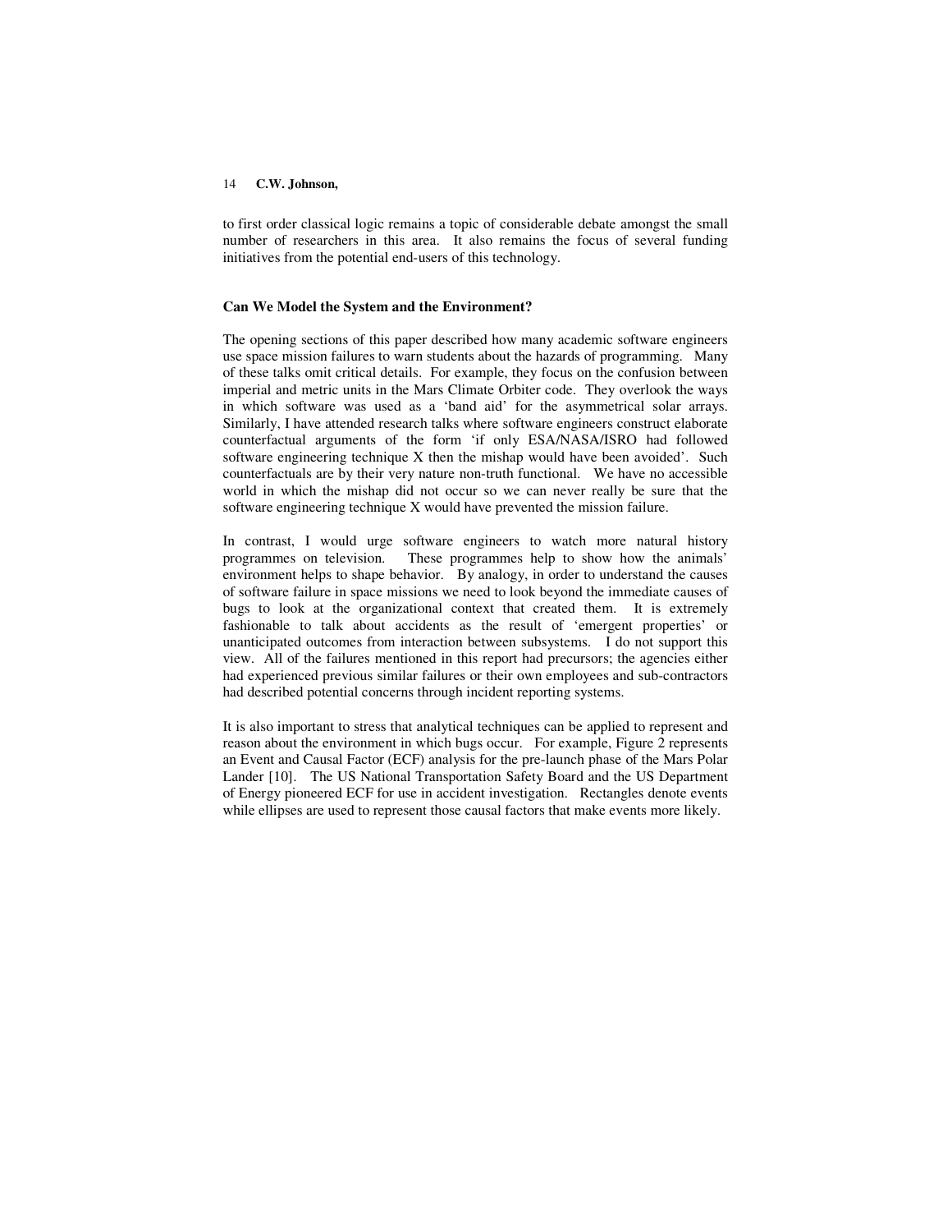to first order classical logic remains a topic of considerable debate amongst the small number of researchers in this area. It also remains the focus of several funding initiatives from the potential end-users of this technology.

### Can We Model the System and the Environment?

The opening sections of this paper described how many academic software engineers use space mission failures to warn students about the hazards of programming. Many of these talks omit critical details. For example, they focus on the confusion between imperial and metric units in the Mars Climate Orbiter code. They overlook the ways in which software was used as a 'band aid' for the asymmetrical solar arrays. Similarly, I have attended research talks where software engineers construct elaborate counterfactual arguments of the form 'if only ESA/NASA/ISRO had followed software engineering technique X then the mishap would have been avoided'. Such counterfactuals are by their very nature non-truth functional. We have no accessible world in which the mishap did not occur so we can never really be sure that the software engineering technique X would have prevented the mission failure.

In contrast, I would urge software engineers to watch more natural history programmes on television. These programmes help to show how the animals' environment helps to shape behavior. By analogy, in order to understand the causes of software failure in space missions we need to look beyond the immediate causes of bugs to look at the organizational context that created them. It is extremely fashionable to talk about accidents as the result of 'emergent properties' or unanticipated outcomes from interaction between subsystems. I do not support this view. All of the failures mentioned in this report had precursors; the agencies either had experienced previous similar failures or their own employees and sub-contractors had described potential concerns through incident reporting systems.

It is also important to stress that analytical techniques can be applied to represent and reason about the environment in which bugs occur. For example, Figure 2 represents an Event and Causal Factor (ECF) analysis for the pre-launch phase of the Mars Polar Lander [10]. The US National Transportation Safety Board and the US Department of Energy pioneered ECF for use in accident investigation. Rectangles denote events while ellipses are used to represent those causal factors that make events more likely.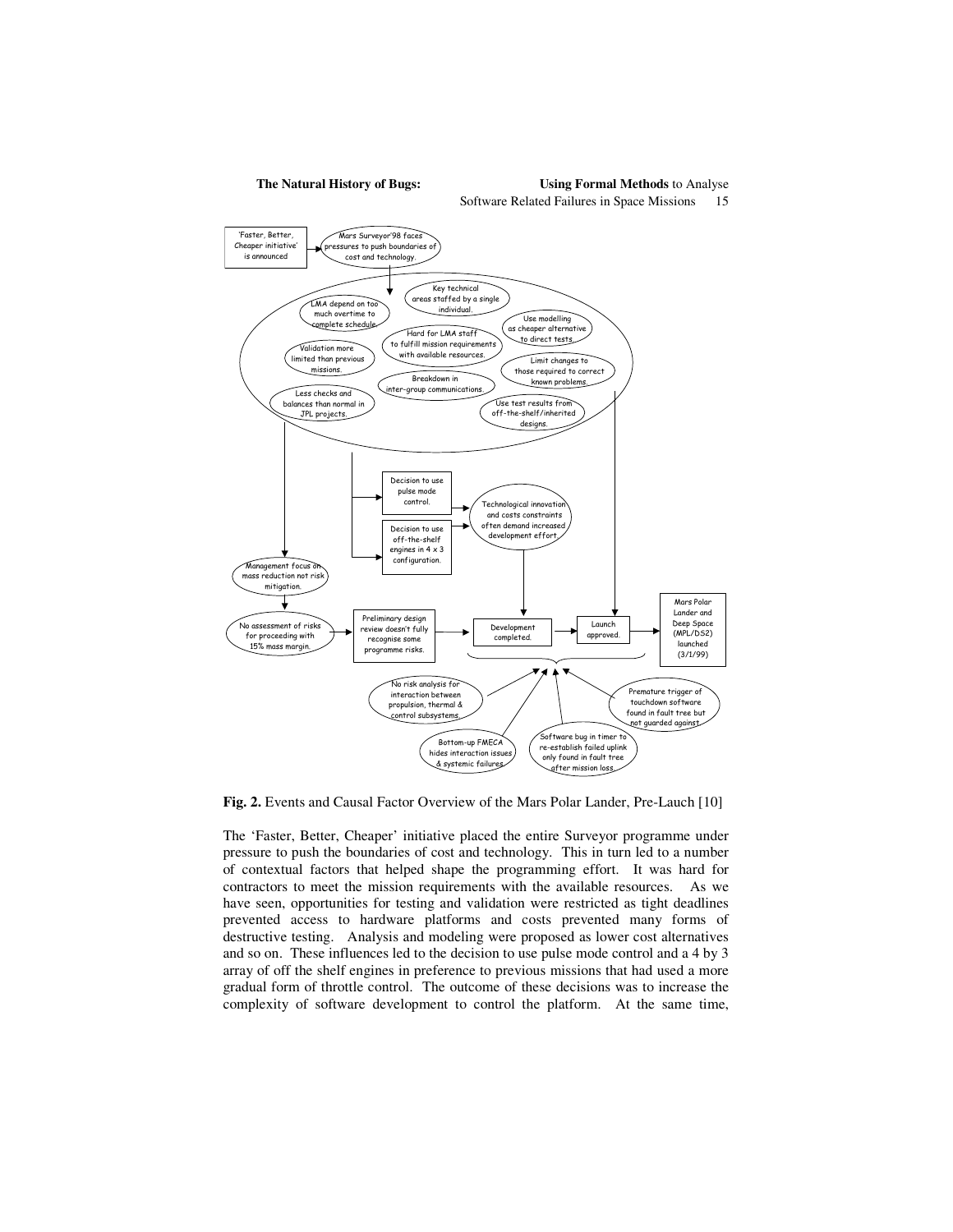**Fig. 2.** Events and Causal Factor Overview of the Mars Polar Lander, Pre-Lauch [10]

The 'Faster, Better, Cheaper' initiative placed the entire Surveyor programme under pressure to push the boundaries of cost and technology. This in turn led to a number of contextual factors that helped shape the programming effort. It was hard for contractors to meet the mission requirements with the available resources. As we have seen, opportunities for testing and validation were restricted as tight deadlines prevented access to hardware platforms and costs prevented many forms of destructive testing. Analysis and modeling were proposed as lower cost alternatives and so on. These influences led to the decision to use pulse mode control and a 4 by 3 array of off the shelf engines in preference to previous missions that had used a more gradual form of throttle control. The outcome of these decisions was to increase the complexity of software development to control the platform. At the same time,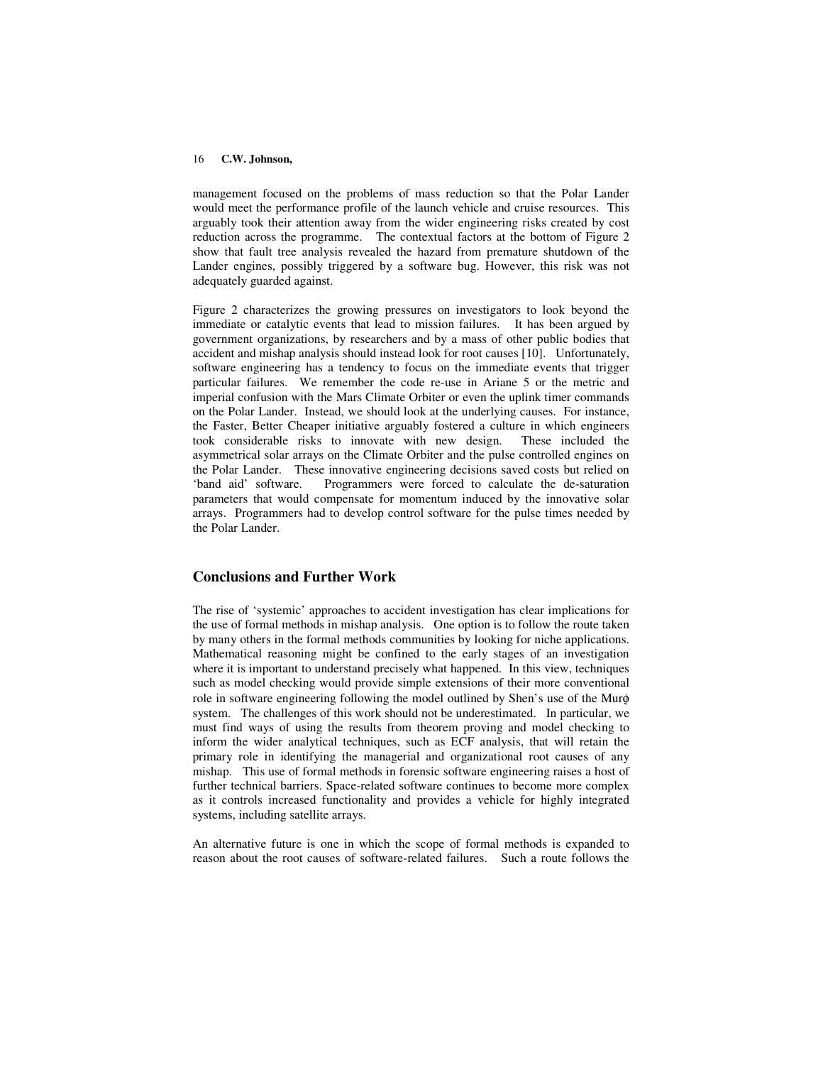management focused on the problems of mass reduction so that the Polar Lander would meet the performance profile of the launch vehicle and cruise resources. This arguably took their attention away from the wider engineering risks created by cost reduction across the programme. The contextual factors at the bottom of Figure 2 show that fault tree analysis revealed the hazard from premature shutdown of the Lander engines, possibly triggered by a software bug. However, this risk was not adequately guarded against.

Figure 2 characterizes the growing pressures on investigators to look beyond the immediate or catalytic events that lead to mission failures. It has been argued by government organizations, by researchers and by a mass of other public bodies that accident and mishap analysis should instead look for root causes [10]. Unfortunately, software engineering has a tendency to focus on the immediate events that trigger particular failures. We remember the code re-use in Ariane 5 or the metric and imperial confusion with the Mars Climate Orbiter or even the uplink timer commands on the Polar Lander. Instead, we should look at the underlying causes. For instance, the Faster, Better Cheaper initiative arguably fostered a culture in which engineers took considerable risks to innovate with new design. These included the asymmetrical solar arrays on the Climate Orbiter and the pulse controlled engines on the Polar Lander. These innovative engineering decisions saved costs but relied on 'band aid' software. Programmers were forced to calculate the de-saturation parameters that would compensate for momentum induced by the innovative solar arrays. Programmers had to develop control software for the pulse times needed by the Polar Lander.

## Conclusions and Further Work

The rise of 'systemic' approaches to accident investigation has clear implications for the use of formal methods in mishap analysis. One option is to follow the route taken by many others in the formal methods communities by looking for niche applications. Mathematical reasoning might be confined to the early stages of an investigation where it is important to understand precisely what happened. In this view, techniques such as model checking would provide simple extensions of their more conventional role in software engineering following the model outlined by Shen's use of the Murϕ system. The challenges of this work should not be underestimated. In particular, we must find ways of using the results from theorem proving and model checking to inform the wider analytical techniques, such as ECF analysis, that will retain the primary role in identifying the managerial and organizational root causes of any mishap. This use of formal methods in forensic software engineering raises a host of further technical barriers. Space-related software continues to become more complex as it controls increased functionality and provides a vehicle for highly integrated systems, including satellite arrays.

An alternative future is one in which the scope of formal methods is expanded to reason about the root causes of software-related failures. Such a route follows the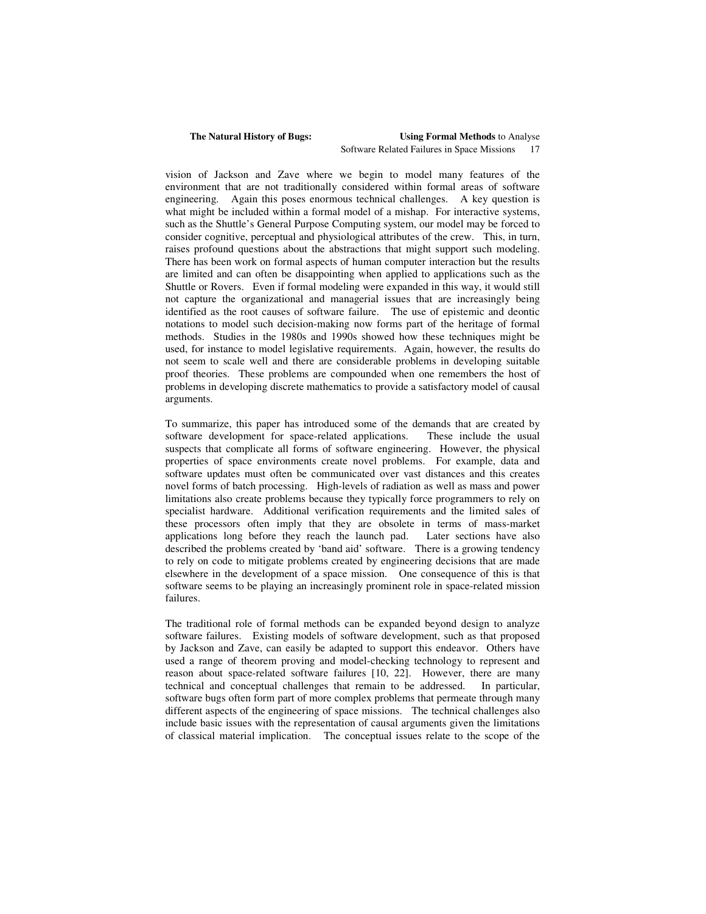vision of Jackson and Zave where we begin to model many features of the environment that are not traditionally considered within formal areas of software engineering. Again this poses enormous technical challenges. A key question is what might be included within a formal model of a mishap. For interactive systems, such as the Shuttle's General Purpose Computing system, our model may be forced to consider cognitive, perceptual and physiological attributes of the crew. This, in turn, raises profound questions about the abstractions that might support such modeling. There has been work on formal aspects of human computer interaction but the results are limited and can often be disappointing when applied to applications such as the Shuttle or Rovers. Even if formal modeling were expanded in this way, it would still not capture the organizational and managerial issues that are increasingly being identified as the root causes of software failure. The use of epistemic and deontic notations to model such decision-making now forms part of the heritage of formal methods. Studies in the 1980s and 1990s showed how these techniques might be used, for instance to model legislative requirements. Again, however, the results do not seem to scale well and there are considerable problems in developing suitable proof theories. These problems are compounded when one remembers the host of problems in developing discrete mathematics to provide a satisfactory model of causal arguments.

To summarize, this paper has introduced some of the demands that are created by software development for space-related applications. These include the usual suspects that complicate all forms of software engineering. However, the physical properties of space environments create novel problems. For example, data and software updates must often be communicated over vast distances and this creates novel forms of batch processing. High-levels of radiation as well as mass and power limitations also create problems because they typically force programmers to rely on specialist hardware. Additional verification requirements and the limited sales of these processors often imply that they are obsolete in terms of mass-market applications long before they reach the launch pad. Later sections have also described the problems created by 'band aid' software. There is a growing tendency to rely on code to mitigate problems created by engineering decisions that are made elsewhere in the development of a space mission. One consequence of this is that software seems to be playing an increasingly prominent role in space-related mission failures.

The traditional role of formal methods can be expanded beyond design to analyze software failures. Existing models of software development, such as that proposed by Jackson and Zave, can easily be adapted to support this endeavor. Others have used a range of theorem proving and model-checking technology to represent and reason about space-related software failures [10, 22]. However, there are many technical and conceptual challenges that remain to be addressed. In particular, software bugs often form part of more complex problems that permeate through many different aspects of the engineering of space missions. The technical challenges also include basic issues with the representation of causal arguments given the limitations of classical material implication. The conceptual issues relate to the scope of the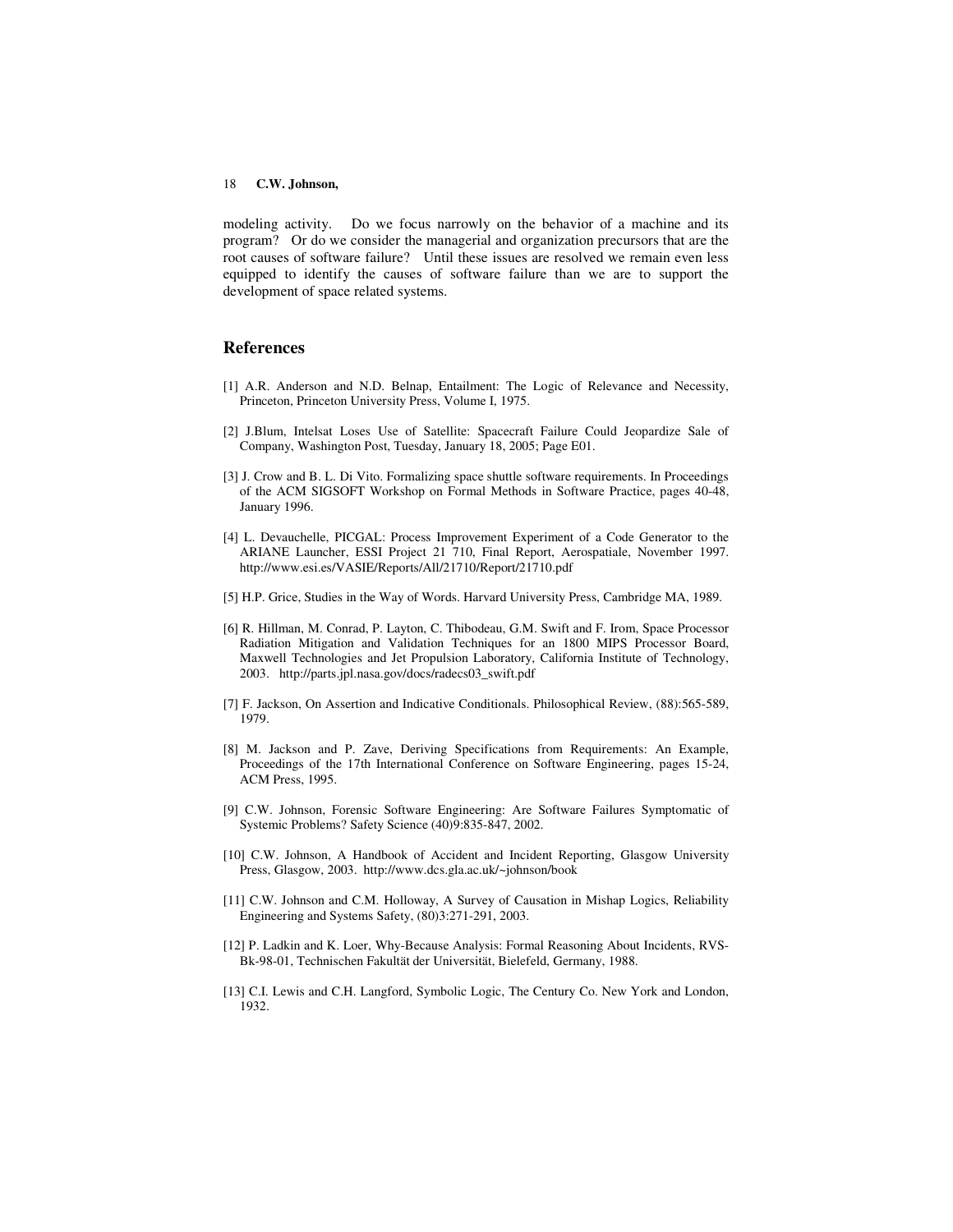modeling activity. Do we focus narrowly on the behavior of a machine and its program? Or do we consider the managerial and organization precursors that are the root causes of software failure? Until these issues are resolved we remain even less equipped to identify the causes of software failure than we are to support the development of space related systems.

## References

[1] A.R. Anderson and N.D. Belnap, Entailment: The Logic of Relevance and Necessity, Princeton, Princeton University Press, Volume I, 1975.

[2] J.Blum, Intelsat Loses Use of Satellite: Spacecraft Failure Could Jeopardize Sale of Company, Washington Post, Tuesday, January 18, 2005; Page E01.

[3] J. Crow and B. L. Di Vito. Formalizing space shuttle software requirements. In Proceedings of the ACM SIGSOFT Workshop on Formal Methods in Software Practice, pages 40-48, January 1996.

[4] L. Devauchelle, PICGAL: Process Improvement Experiment of a Code Generator to the ARIANE Launcher, ESSI Project 21 710, Final Report, Aerospatiale, November 1997. http://www.esi.es/VASIE/Reports/All/21710/Report/21710.pdf

[5] H.P. Grice, Studies in the Way of Words. Harvard University Press, Cambridge MA, 1989.

[6] R. Hillman, M. Conrad, P. Layton, C. Thibodeau, G.M. Swift and F. Irom, Space Processor Radiation Mitigation and Validation Techniques for an 1800 MIPS Processor Board, Maxwell Technologies and Jet Propulsion Laboratory, California Institute of Technology, 2003. http://parts.jpl.nasa.gov/docs/radecs03_swift.pdf

[7] F. Jackson, On Assertion and Indicative Conditionals. Philosophical Review, (88):565-589, 1979.

[8] M. Jackson and P. Zave, Deriving Specifications from Requirements: An Example, Proceedings of the 17th International Conference on Software Engineering, pages 15-24, ACM Press, 1995.

[9] C.W. Johnson, Forensic Software Engineering: Are Software Failures Symptomatic of Systemic Problems? Safety Science (40)9:835-847, 2002.

[10] C.W. Johnson, A Handbook of Accident and Incident Reporting, Glasgow University Press, Glasgow, 2003. http://www.dcs.gla.ac.uk/~johnson/book

[11] C.W. Johnson and C.M. Holloway, A Survey of Causation in Mishap Logics, Reliability Engineering and Systems Safety, (80)3:271-291, 2003.

[12] P. Ladkin and K. Loer, Why-Because Analysis: Formal Reasoning About Incidents, RVS-Bk-98-01, Technischen Fakultät der Universität, Bielefeld, Germany, 1988.

[13] C.I. Lewis and C.H. Langford, Symbolic Logic, The Century Co. New York and London, 1932.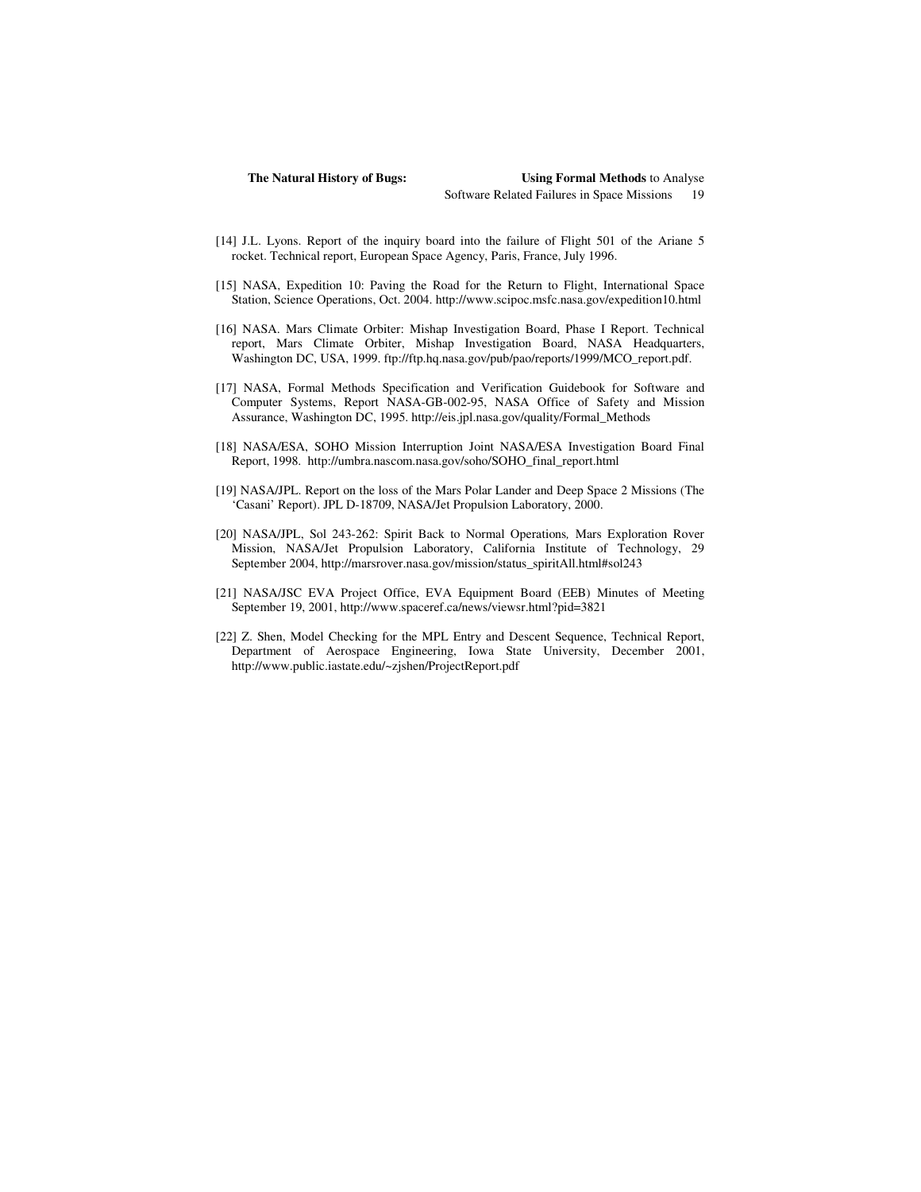[14] J.L. Lyons. Report of the inquiry board into the failure of Flight 501 of the Ariane 5 rocket. Technical report, European Space Agency, Paris, France, July 1996.

[15] NASA, Expedition 10: Paving the Road for the Return to Flight, International Space Station, Science Operations, Oct. 2004. http://www.scipoc.msfc.nasa.gov/expedition10.html

[16] NASA. Mars Climate Orbiter: Mishap Investigation Board, Phase I Report. Technical report, Mars Climate Orbiter, Mishap Investigation Board, NASA Headquarters, Washington DC, USA, 1999. ftp://ftp.hq.nasa.gov/pub/pao/reports/1999/MCO_report.pdf.

[17] NASA, Formal Methods Specification and Verification Guidebook for Software and Computer Systems, Report NASA-GB-002-95, NASA Office of Safety and Mission Assurance, Washington DC, 1995. http://eis.jpl.nasa.gov/quality/Formal_Methods

[18] NASA/ESA, SOHO Mission Interruption Joint NASA/ESA Investigation Board Final Report, 1998. http://umbra.nascom.nasa.gov/soho/SOHO_final_report.html

[19] NASA/JPL. Report on the loss of the Mars Polar Lander and Deep Space 2 Missions (The 'Casani' Report). JPL D-18709, NASA/Jet Propulsion Laboratory, 2000.

[20] NASA/JPL, Sol 243-262: Spirit Back to Normal Operations*,* Mars Exploration Rover Mission, NASA/Jet Propulsion Laboratory, California Institute of Technology, 29 September 2004, http://marsrover.nasa.gov/mission/status_spiritAll.html#sol243

[21] NASA/JSC EVA Project Office, EVA Equipment Board (EEB) Minutes of Meeting September 19, 2001, http://www.spaceref.ca/news/viewsr.html?pid=3821

[22] Z. Shen, Model Checking for the MPL Entry and Descent Sequence, Technical Report, Department of Aerospace Engineering, Iowa State University, December 2001, http://www.public.iastate.edu/~zjshen/ProjectReport.pdf